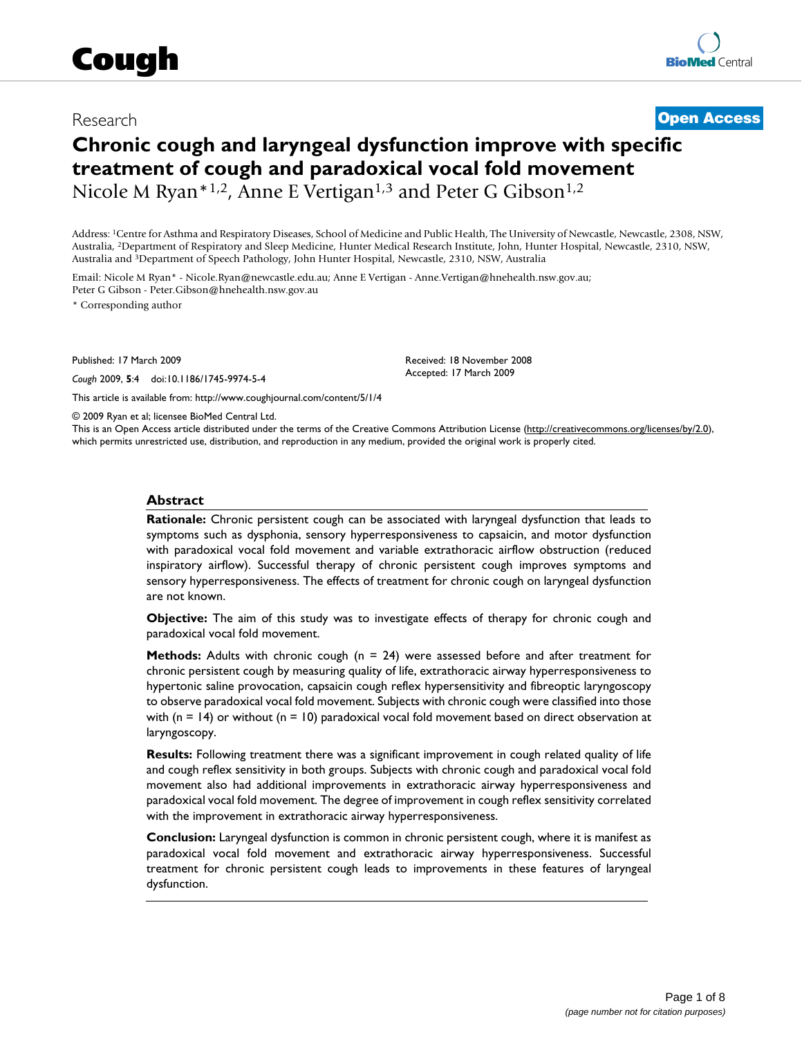Research

**Open Access**

# Chronic cough and laryngeal dysfunction improve with specific treatment of cough and paradoxical vocal fold movement

Nicole M Ryan*[1,2], Anne E Vertigan[1,3] and Peter G Gibson[1,2]

Address: [1]Centre for Asthma and Respiratory Diseases, School of Medicine and Public Health, The University of Newcastle, Newcastle, 2308, NSW, Australia, [2]Department of Respiratory and Sleep Medicine, Hunter Medical Research Institute, John, Hunter Hospital, Newcastle, 2310, NSW, Australia and [3]Department of Speech Pathology, John Hunter Hospital, Newcastle, 2310, NSW, Australia

Email: Nicole M Ryan* - Nicole.Ryan@newcastle.edu.au; Anne E Vertigan - Anne.Vertigan@hnehealth.nsw.gov.au; Peter G Gibson - Peter.Gibson@hnehealth.nsw.gov.au

\* Corresponding author

Published: 17 March 2009

*Cough* 2009, **5**:4 doi:10.1186/1745-9974-5-4

Received: 18 November 2008
Accepted: 17 March 2009

This article is available from: http://www.coughjournal.com/content/5/1/4

© 2009 Ryan et al; licensee BioMed Central Ltd.
This is an Open Access article distributed under the terms of the Creative Commons Attribution License (http://creativecommons.org/licenses/by/2.0), which permits unrestricted use, distribution, and reproduction in any medium, provided the original work is properly cited.

## Abstract

**Rationale:** Chronic persistent cough can be associated with laryngeal dysfunction that leads to symptoms such as dysphonia, sensory hyperresponsiveness to capsaicin, and motor dysfunction with paradoxical vocal fold movement and variable extrathoracic airflow obstruction (reduced inspiratory airflow). Successful therapy of chronic persistent cough improves symptoms and sensory hyperresponsiveness. The effects of treatment for chronic cough on laryngeal dysfunction are not known.

**Objective:** The aim of this study was to investigate effects of therapy for chronic cough and paradoxical vocal fold movement.

**Methods:** Adults with chronic cough (n = 24) were assessed before and after treatment for chronic persistent cough by measuring quality of life, extrathoracic airway hyperresponsiveness to hypertonic saline provocation, capsaicin cough reflex hypersensitivity and fibreoptic laryngoscopy to observe paradoxical vocal fold movement. Subjects with chronic cough were classified into those with (n = 14) or without (n = 10) paradoxical vocal fold movement based on direct observation at laryngoscopy.

**Results:** Following treatment there was a significant improvement in cough related quality of life and cough reflex sensitivity in both groups. Subjects with chronic cough and paradoxical vocal fold movement also had additional improvements in extrathoracic airway hyperresponsiveness and paradoxical vocal fold movement. The degree of improvement in cough reflex sensitivity correlated with the improvement in extrathoracic airway hyperresponsiveness.

**Conclusion:** Laryngeal dysfunction is common in chronic persistent cough, where it is manifest as paradoxical vocal fold movement and extrathoracic airway hyperresponsiveness. Successful treatment for chronic persistent cough leads to improvements in these features of laryngeal dysfunction.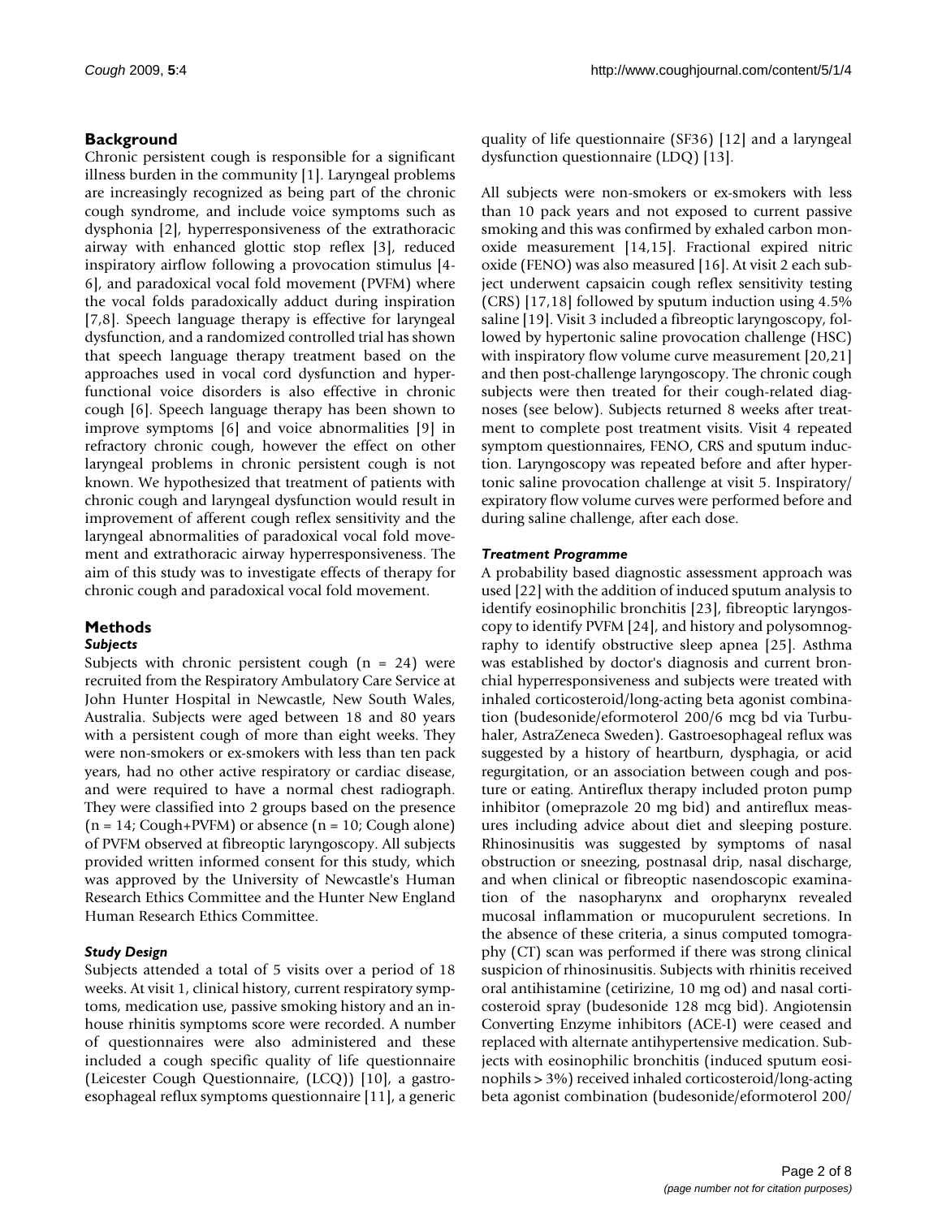## Background

Chronic persistent cough is responsible for a significant illness burden in the community [1]. Laryngeal problems are increasingly recognized as being part of the chronic cough syndrome, and include voice symptoms such as dysphonia [2], hyperresponsiveness of the extrathoracic airway with enhanced glottic stop reflex [3], reduced inspiratory airflow following a provocation stimulus [4-6], and paradoxical vocal fold movement (PVFM) where the vocal folds paradoxically adduct during inspiration [7,8]. Speech language therapy is effective for laryngeal dysfunction, and a randomized controlled trial has shown that speech language therapy treatment based on the approaches used in vocal cord dysfunction and hyperfunctional voice disorders is also effective in chronic cough [6]. Speech language therapy has been shown to improve symptoms [6] and voice abnormalities [9] in refractory chronic cough, however the effect on other laryngeal problems in chronic persistent cough is not known. We hypothesized that treatment of patients with chronic cough and laryngeal dysfunction would result in improvement of afferent cough reflex sensitivity and the laryngeal abnormalities of paradoxical vocal fold movement and extrathoracic airway hyperresponsiveness. The aim of this study was to investigate effects of therapy for chronic cough and paradoxical vocal fold movement.

## Methods

### *Subjects*

Subjects with chronic persistent cough (n = 24) were recruited from the Respiratory Ambulatory Care Service at John Hunter Hospital in Newcastle, New South Wales, Australia. Subjects were aged between 18 and 80 years with a persistent cough of more than eight weeks. They were non-smokers or ex-smokers with less than ten pack years, had no other active respiratory or cardiac disease, and were required to have a normal chest radiograph. They were classified into 2 groups based on the presence (n = 14; Cough+PVFM) or absence (n = 10; Cough alone) of PVFM observed at fibreoptic laryngoscopy. All subjects provided written informed consent for this study, which was approved by the University of Newcastle's Human Research Ethics Committee and the Hunter New England Human Research Ethics Committee.

### *Study Design*

Subjects attended a total of 5 visits over a period of 18 weeks. At visit 1, clinical history, current respiratory symptoms, medication use, passive smoking history and an in-house rhinitis symptoms score were recorded. A number of questionnaires were also administered and these included a cough specific quality of life questionnaire (Leicester Cough Questionnaire, (LCQ)) [10], a gastroesophageal reflux symptoms questionnaire [11], a generic quality of life questionnaire (SF36) [12] and a laryngeal dysfunction questionnaire (LDQ) [13].

All subjects were non-smokers or ex-smokers with less than 10 pack years and not exposed to current passive smoking and this was confirmed by exhaled carbon monoxide measurement [14,15]. Fractional expired nitric oxide (FENO) was also measured [16]. At visit 2 each subject underwent capsaicin cough reflex sensitivity testing (CRS) [17,18] followed by sputum induction using 4.5% saline [19]. Visit 3 included a fibreoptic laryngoscopy, followed by hypertonic saline provocation challenge (HSC) with inspiratory flow volume curve measurement [20,21] and then post-challenge laryngoscopy. The chronic cough subjects were then treated for their cough-related diagnoses (see below). Subjects returned 8 weeks after treatment to complete post treatment visits. Visit 4 repeated symptom questionnaires, FENO, CRS and sputum induction. Laryngoscopy was repeated before and after hypertonic saline provocation challenge at visit 5. Inspiratory/expiratory flow volume curves were performed before and during saline challenge, after each dose.

### *Treatment Programme*

A probability based diagnostic assessment approach was used [22] with the addition of induced sputum analysis to identify eosinophilic bronchitis [23], fibreoptic laryngoscopy to identify PVFM [24], and history and polysomnography to identify obstructive sleep apnea [25]. Asthma was established by doctor's diagnosis and current bronchial hyperresponsiveness and subjects were treated with inhaled corticosteroid/long-acting beta agonist combination (budesonide/eformoterol 200/6 mcg bd via Turbuhaler, AstraZeneca Sweden). Gastroesophageal reflux was suggested by a history of heartburn, dysphagia, or acid regurgitation, or an association between cough and posture or eating. Antireflux therapy included proton pump inhibitor (omeprazole 20 mg bid) and antireflux measures including advice about diet and sleeping posture. Rhinosinusitis was suggested by symptoms of nasal obstruction or sneezing, postnasal drip, nasal discharge, and when clinical or fibreoptic nasendoscopic examination of the nasopharynx and oropharynx revealed mucosal inflammation or mucopurulent secretions. In the absence of these criteria, a sinus computed tomography (CT) scan was performed if there was strong clinical suspicion of rhinosinusitis. Subjects with rhinitis received oral antihistamine (cetirizine, 10 mg od) and nasal corticosteroid spray (budesonide 128 mcg bid). Angiotensin Converting Enzyme inhibitors (ACE-I) were ceased and replaced with alternate antihypertensive medication. Subjects with eosinophilic bronchitis (induced sputum eosinophils > 3%) received inhaled corticosteroid/long-acting beta agonist combination (budesonide/eformoterol 200/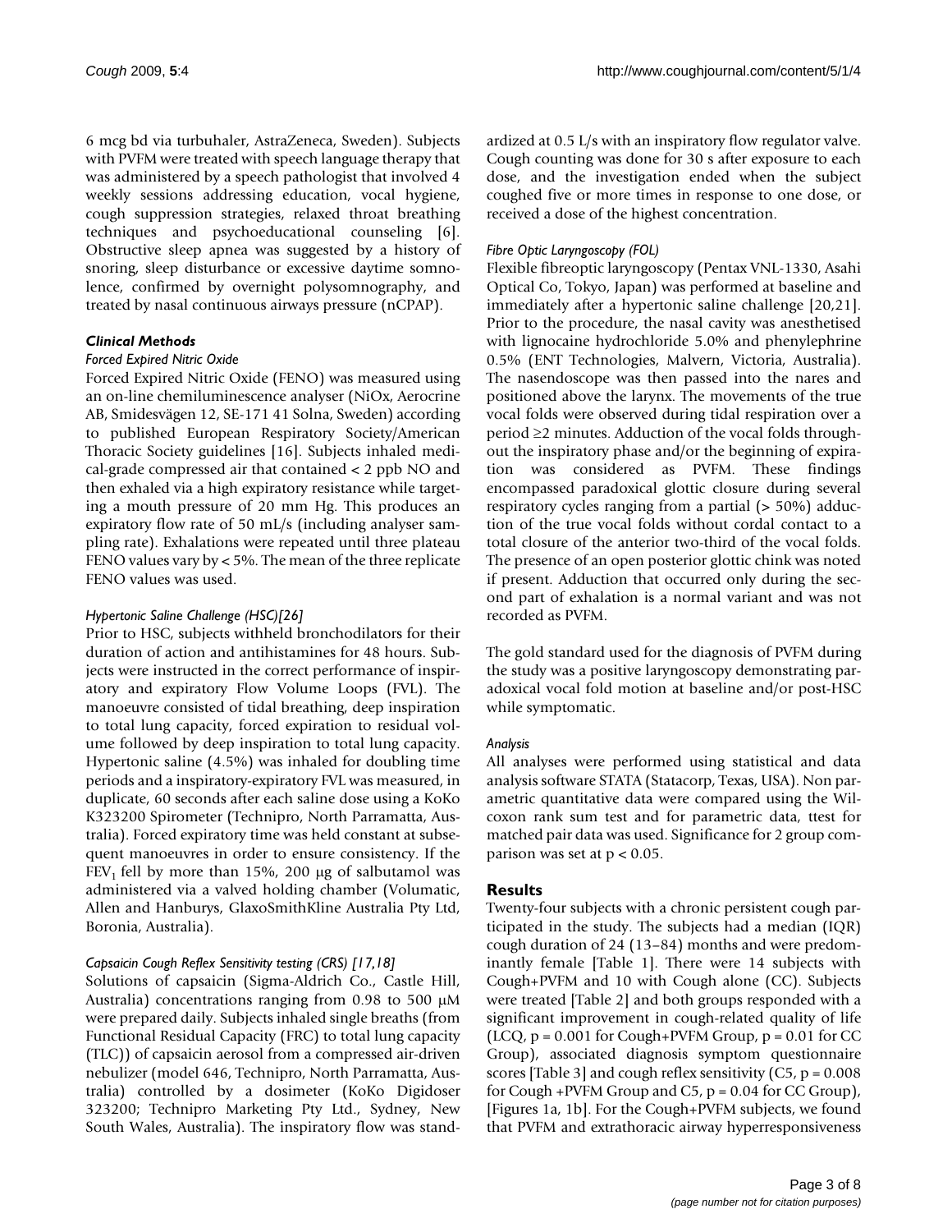6 mcg bd via turbuhaler, AstraZeneca, Sweden). Subjects with PVFM were treated with speech language therapy that was administered by a speech pathologist that involved 4 weekly sessions addressing education, vocal hygiene, cough suppression strategies, relaxed throat breathing techniques and psychoeducational counseling [6]. Obstructive sleep apnea was suggested by a history of snoring, sleep disturbance or excessive daytime somnolence, confirmed by overnight polysomnography, and treated by nasal continuous airways pressure (nCPAP).

### *Clinical Methods*

#### *Forced Expired Nitric Oxide*

Forced Expired Nitric Oxide (FENO) was measured using an on-line chemiluminescence analyser (NiOx, Aerocrine AB, Smidesvägen 12, SE-171 41 Solna, Sweden) according to published European Respiratory Society/American Thoracic Society guidelines [16]. Subjects inhaled medical-grade compressed air that contained < 2 ppb NO and then exhaled via a high expiratory resistance while targeting a mouth pressure of 20 mm Hg. This produces an expiratory flow rate of 50 mL/s (including analyser sampling rate). Exhalations were repeated until three plateau FENO values vary by < 5%. The mean of the three replicate FENO values was used.

#### *Hypertonic Saline Challenge (HSC)[26]*

Prior to HSC, subjects withheld bronchodilators for their duration of action and antihistamines for 48 hours. Subjects were instructed in the correct performance of inspiratory and expiratory Flow Volume Loops (FVL). The manoeuvre consisted of tidal breathing, deep inspiration to total lung capacity, forced expiration to residual volume followed by deep inspiration to total lung capacity. Hypertonic saline (4.5%) was inhaled for doubling time periods and a inspiratory-expiratory FVL was measured, in duplicate, 60 seconds after each saline dose using a KoKo K323200 Spirometer (Technipro, North Parramatta, Australia). Forced expiratory time was held constant at subsequent manoeuvres in order to ensure consistency. If the $FEV_1$ fell by more than 15%, 200 μg of salbutamol was administered via a valved holding chamber (Volumatic, Allen and Hanburys, GlaxoSmithKline Australia Pty Ltd, Boronia, Australia).

#### *Capsaicin Cough Reflex Sensitivity testing (CRS) [17,18]*

Solutions of capsaicin (Sigma-Aldrich Co., Castle Hill, Australia) concentrations ranging from 0.98 to 500 μM were prepared daily. Subjects inhaled single breaths (from Functional Residual Capacity (FRC) to total lung capacity (TLC)) of capsaicin aerosol from a compressed air-driven nebulizer (model 646, Technipro, North Parramatta, Australia) controlled by a dosimeter (KoKo Digidoser 323200; Technipro Marketing Pty Ltd., Sydney, New South Wales, Australia). The inspiratory flow was standardized at 0.5 L/s with an inspiratory flow regulator valve. Cough counting was done for 30 s after exposure to each dose, and the investigation ended when the subject coughed five or more times in response to one dose, or received a dose of the highest concentration.

#### *Fibre Optic Laryngoscopy (FOL)*

Flexible fibreoptic laryngoscopy (Pentax VNL-1330, Asahi Optical Co, Tokyo, Japan) was performed at baseline and immediately after a hypertonic saline challenge [20,21]. Prior to the procedure, the nasal cavity was anesthetised with lignocaine hydrochloride 5.0% and phenylephrine 0.5% (ENT Technologies, Malvern, Victoria, Australia). The nasendoscope was then passed into the nares and positioned above the larynx. The movements of the true vocal folds were observed during tidal respiration over a period ≥2 minutes. Adduction of the vocal folds throughout the inspiratory phase and/or the beginning of expiration was considered as PVFM. These findings encompassed paradoxical glottic closure during several respiratory cycles ranging from a partial (> 50%) adduction of the true vocal folds without cordal contact to a total closure of the anterior two-third of the vocal folds. The presence of an open posterior glottic chink was noted if present. Adduction that occurred only during the second part of exhalation is a normal variant and was not recorded as PVFM.

The gold standard used for the diagnosis of PVFM during the study was a positive laryngoscopy demonstrating paradoxical vocal fold motion at baseline and/or post-HSC while symptomatic.

#### *Analysis*

All analyses were performed using statistical and data analysis software STATA (Statacorp, Texas, USA). Non parametric quantitative data were compared using the Wilcoxon rank sum test and for parametric data, ttest for matched pair data was used. Significance for 2 group comparison was set at $p < 0.05$.

## Results

Twenty-four subjects with a chronic persistent cough participated in the study. The subjects had a median (IQR) cough duration of 24 (13–84) months and were predominantly female [Table 1]. There were 14 subjects with Cough+PVFM and 10 with Cough alone (CC). Subjects were treated [Table 2] and both groups responded with a significant improvement in cough-related quality of life (LCQ, $p = 0.001$ for Cough+PVFM Group, $p = 0.01$ for CC Group), associated diagnosis symptom questionnaire scores [Table 3] and cough reflex sensitivity (C5, $p = 0.008$ for Cough +PVFM Group and C5, $p = 0.04$ for CC Group), [Figures 1a, 1b]. For the Cough+PVFM subjects, we found that PVFM and extrathoracic airway hyperresponsiveness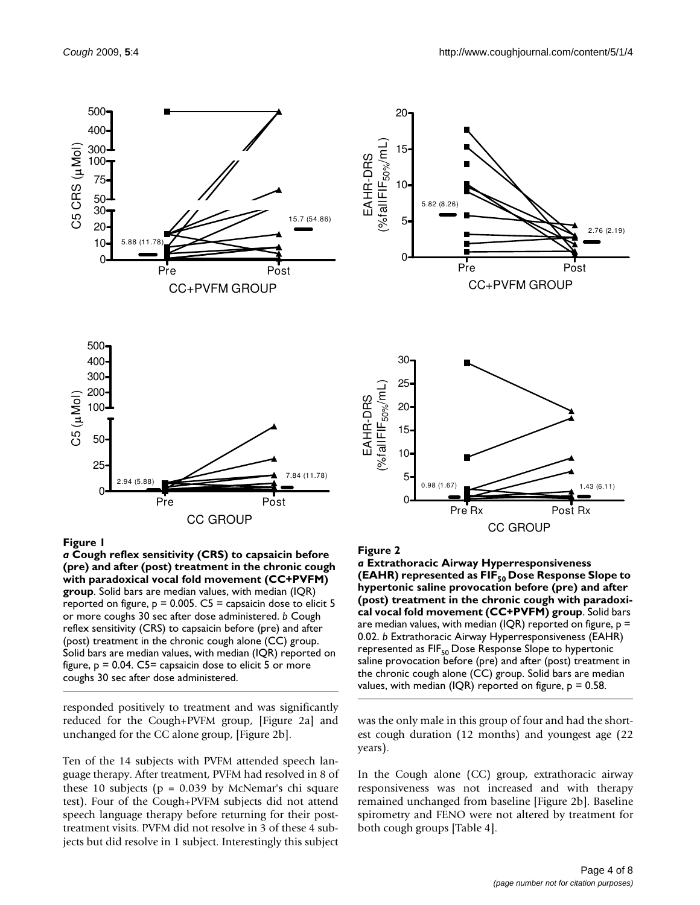**Figure 1**

***a*** **Cough reflex sensitivity (CRS) to capsaicin before (pre) and after (post) treatment in the chronic cough with paradoxical vocal fold movement (CC+PVFM) group**. Solid bars are median values, with median (IQR) reported on figure, p = 0.005. C5 = capsaicin dose to elicit 5 or more coughs 30 sec after dose administered. *b* Cough reflex sensitivity (CRS) to capsaicin before (pre) and after (post) treatment in the chronic cough alone (CC) group. Solid bars are median values, with median (IQR) reported on figure, p = 0.04. C5= capsaicin dose to elicit 5 or more coughs 30 sec after dose administered.

**Figure 2**

***a*** **Extrathoracic Airway Hyperresponsiveness (EAHR) represented as $FIF_{50}$ Dose Response Slope to hypertonic saline provocation before (pre) and after (post) treatment in the chronic cough with paradoxical vocal fold movement (CC+PVFM) group**. Solid bars are median values, with median (IQR) reported on figure, p = 0.02. *b* Extrathoracic Airway Hyperresponsiveness (EAHR) represented as $FIF_{50}$ Dose Response Slope to hypertonic saline provocation before (pre) and after (post) treatment in the chronic cough alone (CC) group. Solid bars are median values, with median (IQR) reported on figure, p = 0.58.

responded positively to treatment and was significantly reduced for the Cough+PVFM group, [Figure 2a] and unchanged for the CC alone group, [Figure 2b].

Ten of the 14 subjects with PVFM attended speech language therapy. After treatment, PVFM had resolved in 8 of these 10 subjects (p = 0.039 by McNemar's chi square test). Four of the Cough+PVFM subjects did not attend speech language therapy before returning for their post-treatment visits. PVFM did not resolve in 3 of these 4 subjects but did resolve in 1 subject. Interestingly this subject was the only male in this group of four and had the shortest cough duration (12 months) and youngest age (22 years).

In the Cough alone (CC) group, extrathoracic airway responsiveness was not increased and with therapy remained unchanged from baseline [Figure 2b]. Baseline spirometry and FENO were not altered by treatment for both cough groups [Table 4].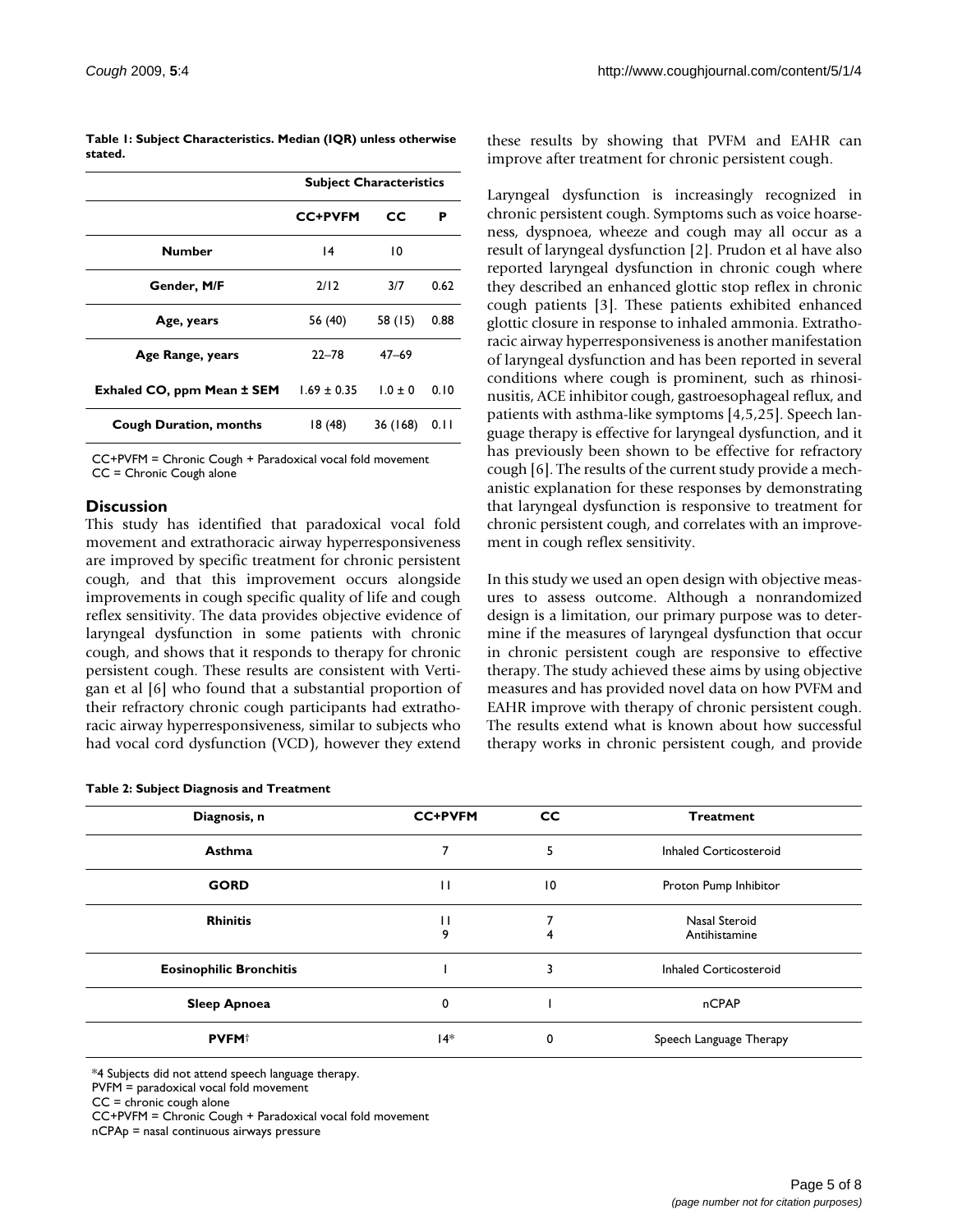**Table 1: Subject Characteristics. Median (IQR) unless otherwise stated.**

| | Subject Characteristics | | |
|---|---|---|---|
| | **CC+PVFM** | **CC** | **P** |
| **Number** | 14 | 10 | |
| **Gender, M/F** | 2/12 | 3/7 | 0.62 |
| **Age, years** | 56 (40) | 58 (15) | 0.88 |
| **Age Range, years** | 22–78 | 47–69 | |
| **Exhaled CO, ppm Mean ± SEM** | 1.69 ± 0.35 | 1.0 ± 0 | 0.10 |
| **Cough Duration, months** | 18 (48) | 36 (168) | 0.11 |

CC+PVFM = Chronic Cough + Paradoxical vocal fold movement
CC = Chronic Cough alone

## Discussion

This study has identified that paradoxical vocal fold movement and extrathoracic airway hyperresponsiveness are improved by specific treatment for chronic persistent cough, and that this improvement occurs alongside improvements in cough specific quality of life and cough reflex sensitivity. The data provides objective evidence of laryngeal dysfunction in some patients with chronic cough, and shows that it responds to therapy for chronic persistent cough. These results are consistent with Vertigan et al [6] who found that a substantial proportion of their refractory chronic cough participants had extrathoracic airway hyperresponsiveness, similar to subjects who had vocal cord dysfunction (VCD), however they extend these results by showing that PVFM and EAHR can improve after treatment for chronic persistent cough.

Laryngeal dysfunction is increasingly recognized in chronic persistent cough. Symptoms such as voice hoarseness, dyspnoea, wheeze and cough may all occur as a result of laryngeal dysfunction [2]. Prudon et al have also reported laryngeal dysfunction in chronic cough where they described an enhanced glottic stop reflex in chronic cough patients [3]. These patients exhibited enhanced glottic closure in response to inhaled ammonia. Extrathoracic airway hyperresponsiveness is another manifestation of laryngeal dysfunction and has been reported in several conditions where cough is prominent, such as rhinosinusitis, ACE inhibitor cough, gastroesophageal reflux, and patients with asthma-like symptoms [4,5,25]. Speech language therapy is effective for laryngeal dysfunction, and it has previously been shown to be effective for refractory cough [6]. The results of the current study provide a mechanistic explanation for these responses by demonstrating that laryngeal dysfunction is responsive to treatment for chronic persistent cough, and correlates with an improvement in cough reflex sensitivity.

In this study we used an open design with objective measures to assess outcome. Although a nonrandomized design is a limitation, our primary purpose was to determine if the measures of laryngeal dysfunction that occur in chronic persistent cough are responsive to effective therapy. The study achieved these aims by using objective measures and has provided novel data on how PVFM and EAHR improve with therapy of chronic persistent cough. The results extend what is known about how successful therapy works in chronic persistent cough, and provide

**Table 2: Subject Diagnosis and Treatment**

| Diagnosis, n | CC+PVFM | CC | Treatment |
|---|---|---|---|
| **Asthma** | 7 | 5 | Inhaled Corticosteroid |
| **GORD** | 11 | 10 | Proton Pump Inhibitor |
| **Rhinitis** | 11<br>9 | 7<br>4 | Nasal Steroid<br>Antihistamine |
| **Eosinophilic Bronchitis** | 1 | 3 | Inhaled Corticosteroid |
| **Sleep Apnoea** | 0 | 1 | nCPAP |
| **PVFM**† | 14* | 0 | Speech Language Therapy |

*4 Subjects did not attend speech language therapy.
PVFM = paradoxical vocal fold movement
CC = chronic cough alone
CC+PVFM = Chronic Cough + Paradoxical vocal fold movement
nCPAp = nasal continuous airways pressure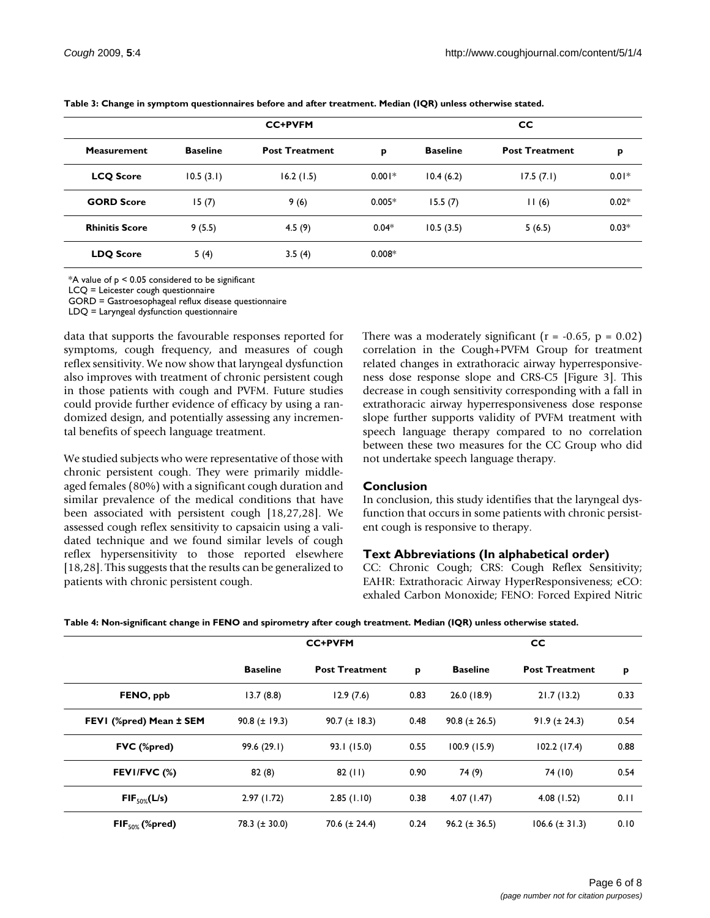**Table 3: Change in symptom questionnaires before and after treatment. Median (IQR) unless otherwise stated.**

| | CC+PVFM | | | CC | | |
|---|---|---|---|---|---|---|
| **Measurement** | **Baseline** | **Post Treatment** | **p** | **Baseline** | **Post Treatment** | **p** |
| **LCQ Score** | 10.5 (3.1) | 16.2 (1.5) | 0.001* | 10.4 (6.2) | 17.5 (7.1) | 0.01* |
| **GORD Score** | 15 (7) | 9 (6) | 0.005* | 15.5 (7) | 11 (6) | 0.02* |
| **Rhinitis Score** | 9 (5.5) | 4.5 (9) | 0.04* | 10.5 (3.5) | 5 (6.5) | 0.03* |
| **LDQ Score** | 5 (4) | 3.5 (4) | 0.008* | | | |

*A value of $p < 0.05$ considered to be significant
LCQ = Leicester cough questionnaire
GORD = Gastroesophageal reflux disease questionnaire
LDQ = Laryngeal dysfunction questionnaire

data that supports the favourable responses reported for symptoms, cough frequency, and measures of cough reflex sensitivity. We now show that laryngeal dysfunction also improves with treatment of chronic persistent cough in those patients with cough and PVFM. Future studies could provide further evidence of efficacy by using a randomized design, and potentially assessing any incremental benefits of speech language treatment.

We studied subjects who were representative of those with chronic persistent cough. They were primarily middle-aged females (80%) with a significant cough duration and similar prevalence of the medical conditions that have been associated with persistent cough [18,27,28]. We assessed cough reflex sensitivity to capsaicin using a validated technique and we found similar levels of cough reflex hypersensitivity to those reported elsewhere [18,28]. This suggests that the results can be generalized to patients with chronic persistent cough.

There was a moderately significant ($r = -0.65$, $p = 0.02$) correlation in the Cough+PVFM Group for treatment related changes in extrathoracic airway hyperresponsiveness dose response slope and CRS-C5 [Figure 3]. This decrease in cough sensitivity corresponding with a fall in extrathoracic airway hyperresponsiveness dose response slope further supports validity of PVFM treatment with speech language therapy compared to no correlation between these two measures for the CC Group who did not undertake speech language therapy.

## Conclusion

In conclusion, this study identifies that the laryngeal dysfunction that occurs in some patients with chronic persistent cough is responsive to therapy.

## Text Abbreviations (In alphabetical order)

CC: Chronic Cough; CRS: Cough Reflex Sensitivity; EAHR: Extrathoracic Airway HyperResponsiveness; eCO: exhaled Carbon Monoxide; FENO: Forced Expired Nitric

**Table 4: Non-significant change in FENO and spirometry after cough treatment. Median (IQR) unless otherwise stated.**

| | CC+PVFM | | | CC | | |
|---|---|---|---|---|---|---|
| | **Baseline** | **Post Treatment** | **p** | **Baseline** | **Post Treatment** | **p** |
| **FENO, ppb** | 13.7 (8.8) | 12.9 (7.6) | 0.83 | 26.0 (18.9) | 21.7 (13.2) | 0.33 |
| **FEV1 (%pred) Mean ± SEM** | 90.8 (± 19.3) | 90.7 (± 18.3) | 0.48 | 90.8 (± 26.5) | 91.9 (± 24.3) | 0.54 |
| **FVC (%pred)** | 99.6 (29.1) | 93.1 (15.0) | 0.55 | 100.9 (15.9) | 102.2 (17.4) | 0.88 |
| **FEV1/FVC (%)** | 82 (8) | 82 (11) | 0.90 | 74 (9) | 74 (10) | 0.54 |
| **$FIF_{50\%}$(L/s)** | 2.97 (1.72) | 2.85 (1.10) | 0.38 | 4.07 (1.47) | 4.08 (1.52) | 0.11 |
| **$FIF_{50\%}$ (%pred)** | 78.3 (± 30.0) | 70.6 (± 24.4) | 0.24 | 96.2 (± 36.5) | 106.6 (± 31.3) | 0.10 |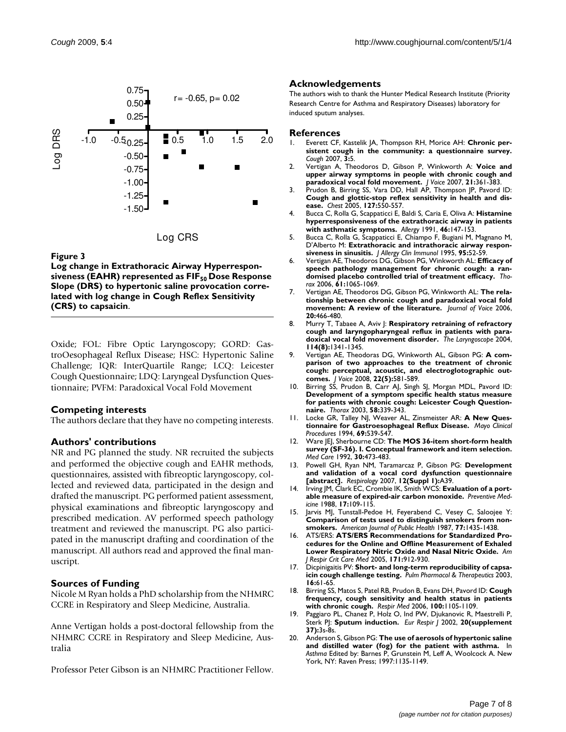**Figure 3**

**Log change in Extrathoracic Airway Hyperresponsiveness (EAHR) represented as $FIF_{50}$ Dose Response Slope (DRS) to hypertonic saline provocation correlated with log change in Cough Reflex Sensitivity (CRS) to capsaicin**.

Oxide; FOL: Fibre Optic Laryngoscopy; GORD: GastroOesophageal Reflux Disease; HSC: Hypertonic Saline Challenge; IQR: InterQuartile Range; LCQ: Leicester Cough Questionnaire; LDQ: Laryngeal Dysfunction Questionnaire; PVFM: Paradoxical Vocal Fold Movement

## Competing interests

The authors declare that they have no competing interests.

## Authors' contributions

NR and PG planned the study. NR recruited the subjects and performed the objective cough and EAHR methods, questionnaires, assisted with fibreoptic laryngoscopy, collected and reviewed data, participated in the design and drafted the manuscript. PG performed patient assessment, physical examinations and fibreoptic laryngoscopy and prescribed medication. AV performed speech pathology treatment and reviewed the manuscript. PG also participated in the manuscript drafting and coordination of the manuscript. All authors read and approved the final manuscript.

## Sources of Funding

Nicole M Ryan holds a PhD scholarship from the NHMRC CCRE in Respiratory and Sleep Medicine, Australia.

Anne Vertigan holds a post-doctoral fellowship from the NHMRC CCRE in Respiratory and Sleep Medicine, Australia

Professor Peter Gibson is an NHMRC Practitioner Fellow.

## Acknowledgements

The authors wish to thank the Hunter Medical Research Institute (Priority Research Centre for Asthma and Respiratory Diseases) laboratory for induced sputum analyses.

## References

1. Everett CF, Kastelik JA, Thompson RH, Morice AH: **Chronic persistent cough in the community: a questionnaire survey.** *Cough* 2007, **3:**5.
2. Vertigan A, Theodoros D, Gibson P, Winkworth A: **Voice and upper airway symptoms in people with chronic cough and paradoxical vocal fold movement.** *J Voice* 2007, **21:**361-383.
3. Prudon B, Birring SS, Vara DD, Hall AP, Thompson JP, Pavord ID: **Cough and glottic-stop reflex sensitivity in health and disease.** *Chest* 2005, **127:**550-557.
4. Bucca C, Rolla G, Scappaticci E, Baldi S, Caria E, Oliva A: **Histamine hyperresponsiveness of the extrathoracic airway in patients with asthmatic symptoms.** *Allergy* 1991, **46:**147-153.
5. Bucca C, Rolla G, Scappaticci E, Chiampo F, Bugiani M, Magnano M, D'Alberto M: **Extrathoracic and intrathoracic airway responsiveness in sinusitis.** *J Allergy Clin Immunol* 1995, **95:**52-59.
6. Vertigan AE, Theodoros DG, Gibson PG, Winkworth AL: **Efficacy of speech pathology management for chronic cough: a randomised placebo controlled trial of treatment efficacy.** *Thorax* 2006, **61:**1065-1069.
7. Vertigan AE, Theodoros DG, Gibson PG, Winkworth AL: **The relationship between chronic cough and paradoxical vocal fold movement: A review of the literature.** *Journal of Voice* 2006, **20:**466-480.
8. Murry T, Tabaee A, Aviv J: **Respiratory retraining of refractory cough and laryngopharyngeal reflux in patients with paradoxical vocal fold movement disorder.** *The Laryngoscope* 2004, **114(8):**1341-1345.
9. Vertigan AE, Theodoras DG, Winkworth AL, Gibson PG: **A comparison of two approaches to the treatment of chronic cough: perceptual, acoustic, and electroglotographic outcomes.** *J Voice* 2008, **22(5):**581-589.
10. Birring SS, Prudon B, Carr AJ, Singh SJ, Morgan MDL, Pavord ID: **Development of a symptom specific health status measure for patients with chronic cough: Leicester Cough Questionnaire.** *Thorax* 2003, **58:**339-343.
11. Locke GR, Talley NJ, Weaver AL, Zinsmeister AR: **A New Questionnaire for Gastroesophageal Reflux Disease.** *Mayo Clinical Procedures* 1994, **69:**539-547.
12. Ware JEJ, Sherbourne CD: **The MOS 36-item short-form health survey (SF-36). I. Conceptual framework and item selection.** *Med Care* 1992, **30:**473-483.
13. Powell GH, Ryan NM, Taramarcaz P, Gibson PG: **Development and validation of a vocal cord dysfunction questionnaire [abstract].** *Respirology* 2007, **12(Suppl 1):**A39.
14. Irving JM, Clark EC, Crombie IK, Smith WCS: **Evaluation of a portable measure of expired-air carbon monoxide.** *Preventive Medicine* 1988, **17:**109-115.
15. Jarvis MJ, Tunstall-Pedoe H, Feyerabend C, Vesey C, Saloojee Y: **Comparison of tests used to distinguish smokers from nonsmokers.** *American Journal of Public Health* 1987, **77:**1435-1438.
16. ATS/ERS: **ATS/ERS Recommendations for Standardized Procedures for the Online and Offline Measurement of Exhaled Lower Respiratory Nitric Oxide and Nasal Nitric Oxide.** *Am J Respir Crit Care Med* 2005, **171:**912-930.
17. Dicpinigaitis PV: **Short- and long-term reproducibility of capsaicin cough challenge testing.** *Pulm Pharmacol & Therapeutics* 2003, **16:**61-65.
18. Birring SS, Matos S, Patel RB, Prudon B, Evans DH, Pavord ID: **Cough frequency, cough sensitivity and health status in patients with chronic cough.** *Respir Med* 2006, **100:**1105-1109.
19. Paggiaro PL, Chanez P, Holz O, Ind PW, Djukanovic R, Maestrelli P, Sterk PJ: **Sputum induction.** *Eur Respir J* 2002, **20(supplement 37):**3s-8s.
20. Anderson S, Gibson PG: **The use of aerosols of hypertonic saline and distilled water (fog) for the patient with asthma.** In *Asthma* Edited by: Barnes P, Grunstein M, Leff A, Woolcock A. New York, NY: Raven Press; 1997:1135-1149.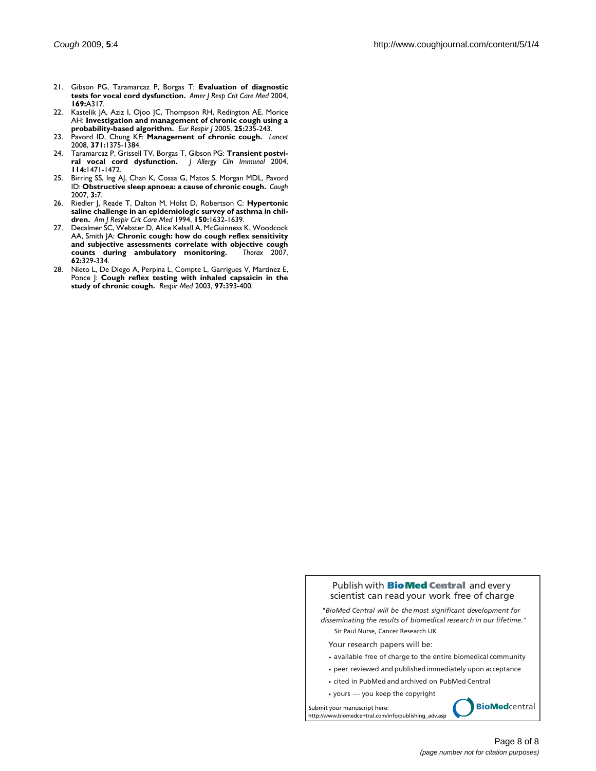21. Gibson PG, Taramarcaz P, Borgas T: **Evaluation of diagnostic tests for vocal cord dysfunction.** *Amer J Resp Crit Care Med* 2004, **169:**A317.
22. Kastelik JA, Aziz I, Ojoo JC, Thompson RH, Redington AE, Morice AH: **Investigation and management of chronic cough using a probability-based algorithm.** *Eur Respir J* 2005, **25:**235-243.
23. Pavord ID, Chung KF: **Management of chronic cough.** *Lancet* 2008, **371:**1375-1384.
24. Taramarcaz P, Grissell TV, Borgas T, Gibson PG: **Transient postviral vocal cord dysfunction.** *J Allergy Clin Immunol* 2004, **114:**1471-1472.
25. Birring SS, Ing AJ, Chan K, Cossa G, Matos S, Morgan MDL, Pavord ID: **Obstructive sleep apnoea: a cause of chronic cough.** *Cough* 2007, **3:**7.
26. Riedler J, Reade T, Dalton M, Holst D, Robertson C: **Hypertonic saline challenge in an epidemiologic survey of asthma in children.** *Am J Respir Crit Care Med* 1994, **150:**1632-1639.
27. Decalmer SC, Webster D, Alice Kelsall A, McGuinness K, Woodcock AA, Smith JA: **Chronic cough: how do cough reflex sensitivity and subjective assessments correlate with objective cough counts during ambulatory monitoring.** *Thorax* 2007, **62:**329-334.
28. Nieto L, De Diego A, Perpina L, Compte L, Garrigues V, Martinez E, Ponce J: **Cough reflex testing with inhaled capsaicin in the study of chronic cough.** *Respir Med* 2003, **97:**393-400.

Publish with **BioMed Central** and every scientist can read your work free of charge

*"BioMed Central will be the most significant development for disseminating the results of biomedical research in our lifetime."*

Sir Paul Nurse, Cancer Research UK

Your research papers will be:

- available free of charge to the entire biomedical community
- peer reviewed and published immediately upon acceptance
- cited in PubMed and archived on PubMed Central
- yours — you keep the copyright

Submit your manuscript here:
http://www.biomedcentral.com/info/publishing_adv.asp

**BioMed**central